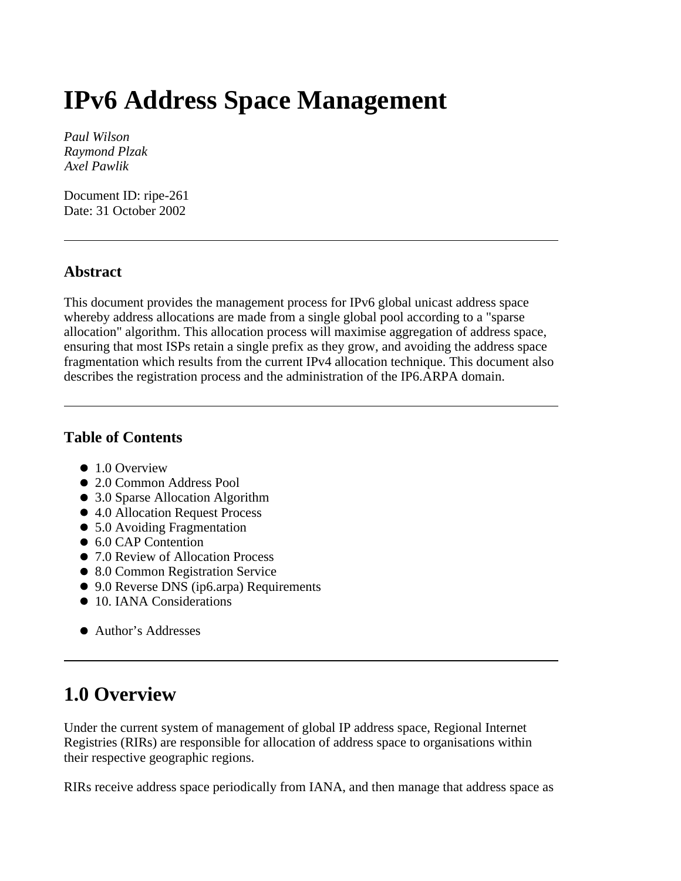# IPv6 Address Space Management

*Paul Wilson*
*Raymond Plzak*
*Axel Pawlik*

Document ID: ripe-261
Date: 31 October 2002

---

## Abstract

This document provides the management process for IPv6 global unicast address space whereby address allocations are made from a single global pool according to a "sparse allocation" algorithm. This allocation process will maximise aggregation of address space, ensuring that most ISPs retain a single prefix as they grow, and avoiding the address space fragmentation which results from the current IPv4 allocation technique. This document also describes the registration process and the administration of the IP6.ARPA domain.

---

## Table of Contents

- 1.0 Overview
- 2.0 Common Address Pool
- 3.0 Sparse Allocation Algorithm
- 4.0 Allocation Request Process
- 5.0 Avoiding Fragmentation
- 6.0 CAP Contention
- 7.0 Review of Allocation Process
- 8.0 Common Registration Service
- 9.0 Reverse DNS (ip6.arpa) Requirements
- 10. IANA Considerations

- Author's Addresses

---

# 1.0 Overview

Under the current system of management of global IP address space, Regional Internet Registries (RIRs) are responsible for allocation of address space to organisations within their respective geographic regions.

RIRs receive address space periodically from IANA, and then manage that address space as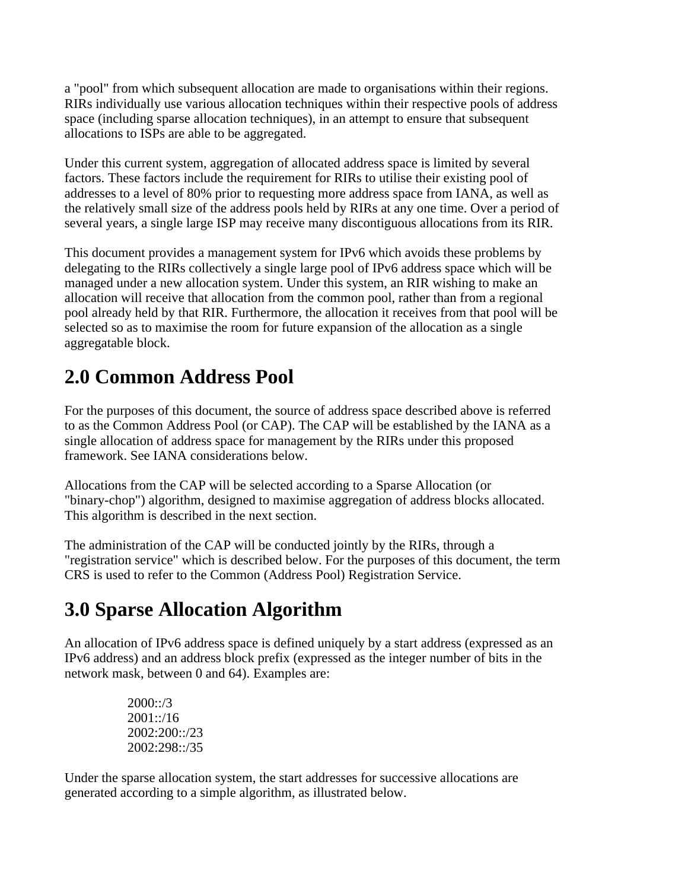a "pool" from which subsequent allocation are made to organisations within their regions. RIRs individually use various allocation techniques within their respective pools of address space (including sparse allocation techniques), in an attempt to ensure that subsequent allocations to ISPs are able to be aggregated.

Under this current system, aggregation of allocated address space is limited by several factors. These factors include the requirement for RIRs to utilise their existing pool of addresses to a level of 80% prior to requesting more address space from IANA, as well as the relatively small size of the address pools held by RIRs at any one time. Over a period of several years, a single large ISP may receive many discontiguous allocations from its RIR.

This document provides a management system for IPv6 which avoids these problems by delegating to the RIRs collectively a single large pool of IPv6 address space which will be managed under a new allocation system. Under this system, an RIR wishing to make an allocation will receive that allocation from the common pool, rather than from a regional pool already held by that RIR. Furthermore, the allocation it receives from that pool will be selected so as to maximise the room for future expansion of the allocation as a single aggregatable block.

## 2.0 Common Address Pool

For the purposes of this document, the source of address space described above is referred to as the Common Address Pool (or CAP). The CAP will be established by the IANA as a single allocation of address space for management by the RIRs under this proposed framework. See IANA considerations below.

Allocations from the CAP will be selected according to a Sparse Allocation (or "binary-chop") algorithm, designed to maximise aggregation of address blocks allocated. This algorithm is described in the next section.

The administration of the CAP will be conducted jointly by the RIRs, through a "registration service" which is described below. For the purposes of this document, the term CRS is used to refer to the Common (Address Pool) Registration Service.

## 3.0 Sparse Allocation Algorithm

An allocation of IPv6 address space is defined uniquely by a start address (expressed as an IPv6 address) and an address block prefix (expressed as the integer number of bits in the network mask, between 0 and 64). Examples are:

```
2000::/3
2001::/16
2002:200::/23
2002:298::/35
```

Under the sparse allocation system, the start addresses for successive allocations are generated according to a simple algorithm, as illustrated below.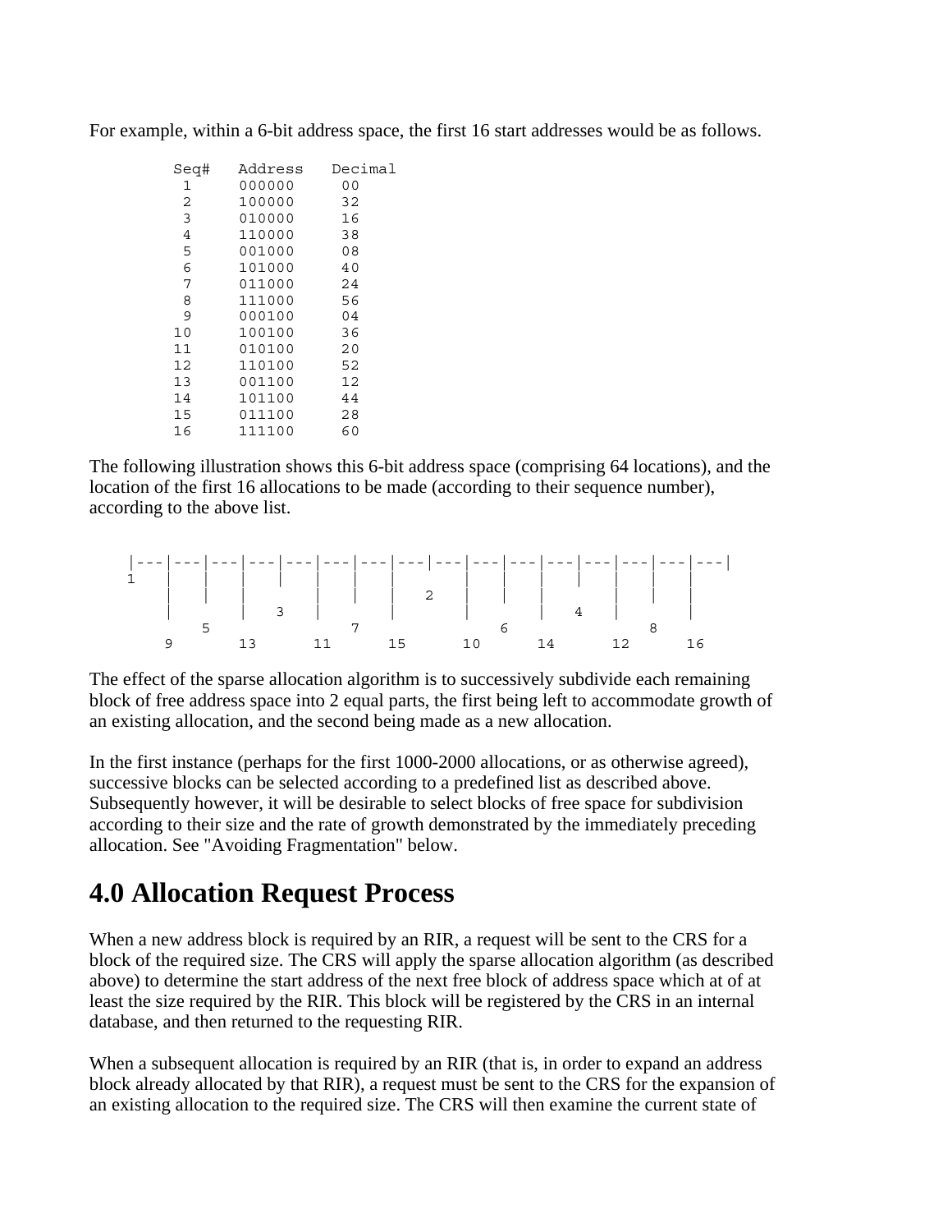For example, within a 6-bit address space, the first 16 start addresses would be as follows.

```
Seq#   Address   Decimal
 1     000000     00
 2     100000     32
 3     010000     16
 4     110000     38
 5     001000     08
 6     101000     40
 7     011000     24
 8     111000     56
 9     000100     04
10     100100     36
11     010100     20
12     110100     52
13     001100     12
14     101100     44
15     011100     28
16     111100     60
```

The following illustration shows this 6-bit address space (comprising 64 locations), and the location of the first 16 allocations to be made (according to their sequence number), according to the above list.

```
 |---|---|---|---|---|---|---|---|---|---|---|---|---|---|---|---|
 1   |   |   |   |   |   |   |       |   |   |   |   |   |   |
     |   |   |       |   |   |   2   |   |   |       |   |   |
     |       |   3   |       |       |       |   4   |       |
         5               7               6               8
     9       13      11      15      10      14      12      16
```

The effect of the sparse allocation algorithm is to successively subdivide each remaining block of free address space into 2 equal parts, the first being left to accommodate growth of an existing allocation, and the second being made as a new allocation.

In the first instance (perhaps for the first 1000-2000 allocations, or as otherwise agreed), successive blocks can be selected according to a predefined list as described above. Subsequently however, it will be desirable to select blocks of free space for subdivision according to their size and the rate of growth demonstrated by the immediately preceding allocation. See "Avoiding Fragmentation" below.

# 4.0 Allocation Request Process

When a new address block is required by an RIR, a request will be sent to the CRS for a block of the required size. The CRS will apply the sparse allocation algorithm (as described above) to determine the start address of the next free block of address space which at of at least the size required by the RIR. This block will be registered by the CRS in an internal database, and then returned to the requesting RIR.

When a subsequent allocation is required by an RIR (that is, in order to expand an address block already allocated by that RIR), a request must be sent to the CRS for the expansion of an existing allocation to the required size. The CRS will then examine the current state of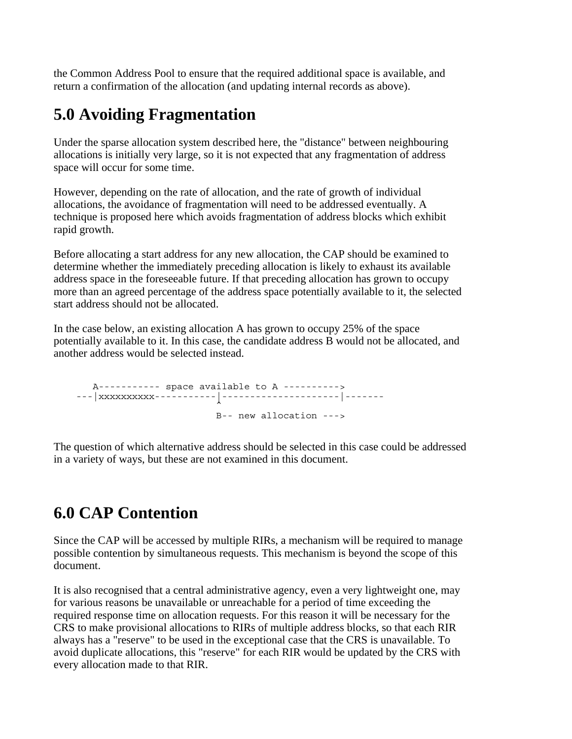the Common Address Pool to ensure that the required additional space is available, and return a confirmation of the allocation (and updating internal records as above).

# 5.0 Avoiding Fragmentation

Under the sparse allocation system described here, the "distance" between neighbouring allocations is initially very large, so it is not expected that any fragmentation of address space will occur for some time.

However, depending on the rate of allocation, and the rate of growth of individual allocations, the avoidance of fragmentation will need to be addressed eventually. A technique is proposed here which avoids fragmentation of address blocks which exhibit rapid growth.

Before allocating a start address for any new allocation, the CAP should be examined to determine whether the immediately preceding allocation is likely to exhaust its available address space in the foreseeable future. If that preceding allocation has grown to occupy more than an agreed percentage of the address space potentially available to it, the selected start address should not be allocated.

In the case below, an existing allocation A has grown to occupy 25% of the space potentially available to it. In this case, the candidate address B would not be allocated, and another address would be selected instead.

```
     A----------- space available to A ---------->
  ---|xxxxxxxxxx-----------|---------------------|-------
                           ^
                          B-- new allocation --->
```

The question of which alternative address should be selected in this case could be addressed in a variety of ways, but these are not examined in this document.

# 6.0 CAP Contention

Since the CAP will be accessed by multiple RIRs, a mechanism will be required to manage possible contention by simultaneous requests. This mechanism is beyond the scope of this document.

It is also recognised that a central administrative agency, even a very lightweight one, may for various reasons be unavailable or unreachable for a period of time exceeding the required response time on allocation requests. For this reason it will be necessary for the CRS to make provisional allocations to RIRs of multiple address blocks, so that each RIR always has a "reserve" to be used in the exceptional case that the CRS is unavailable. To avoid duplicate allocations, this "reserve" for each RIR would be updated by the CRS with every allocation made to that RIR.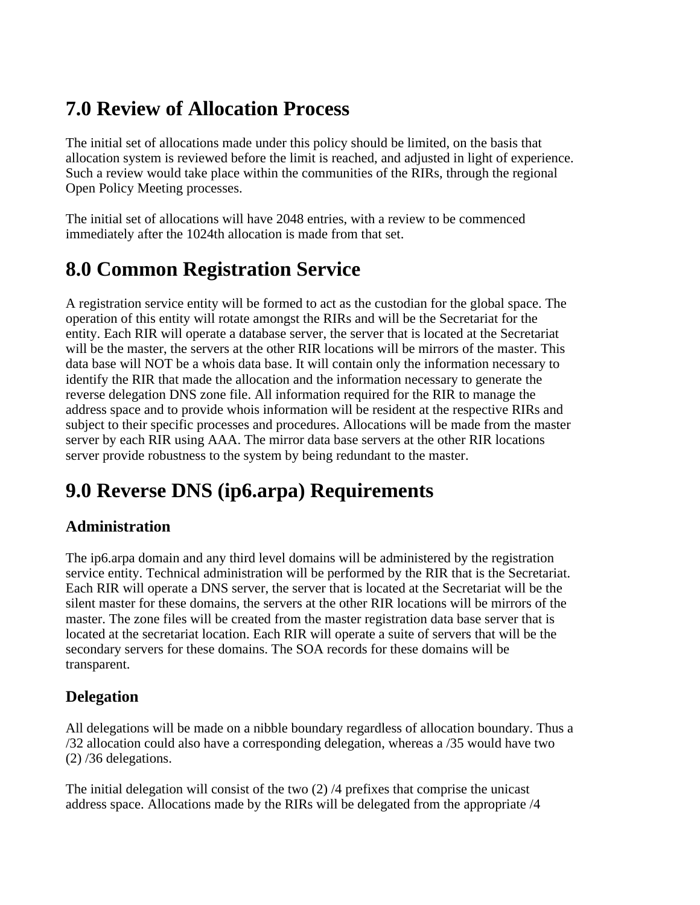# 7.0 Review of Allocation Process

The initial set of allocations made under this policy should be limited, on the basis that allocation system is reviewed before the limit is reached, and adjusted in light of experience. Such a review would take place within the communities of the RIRs, through the regional Open Policy Meeting processes.

The initial set of allocations will have 2048 entries, with a review to be commenced immediately after the 1024th allocation is made from that set.

# 8.0 Common Registration Service

A registration service entity will be formed to act as the custodian for the global space. The operation of this entity will rotate amongst the RIRs and will be the Secretariat for the entity. Each RIR will operate a database server, the server that is located at the Secretariat will be the master, the servers at the other RIR locations will be mirrors of the master. This data base will NOT be a whois data base. It will contain only the information necessary to identify the RIR that made the allocation and the information necessary to generate the reverse delegation DNS zone file. All information required for the RIR to manage the address space and to provide whois information will be resident at the respective RIRs and subject to their specific processes and procedures. Allocations will be made from the master server by each RIR using AAA. The mirror data base servers at the other RIR locations server provide robustness to the system by being redundant to the master.

# 9.0 Reverse DNS (ip6.arpa) Requirements

## Administration

The ip6.arpa domain and any third level domains will be administered by the registration service entity. Technical administration will be performed by the RIR that is the Secretariat. Each RIR will operate a DNS server, the server that is located at the Secretariat will be the silent master for these domains, the servers at the other RIR locations will be mirrors of the master. The zone files will be created from the master registration data base server that is located at the secretariat location. Each RIR will operate a suite of servers that will be the secondary servers for these domains. The SOA records for these domains will be transparent.

## Delegation

All delegations will be made on a nibble boundary regardless of allocation boundary. Thus a /32 allocation could also have a corresponding delegation, whereas a /35 would have two (2) /36 delegations.

The initial delegation will consist of the two (2) /4 prefixes that comprise the unicast address space. Allocations made by the RIRs will be delegated from the appropriate /4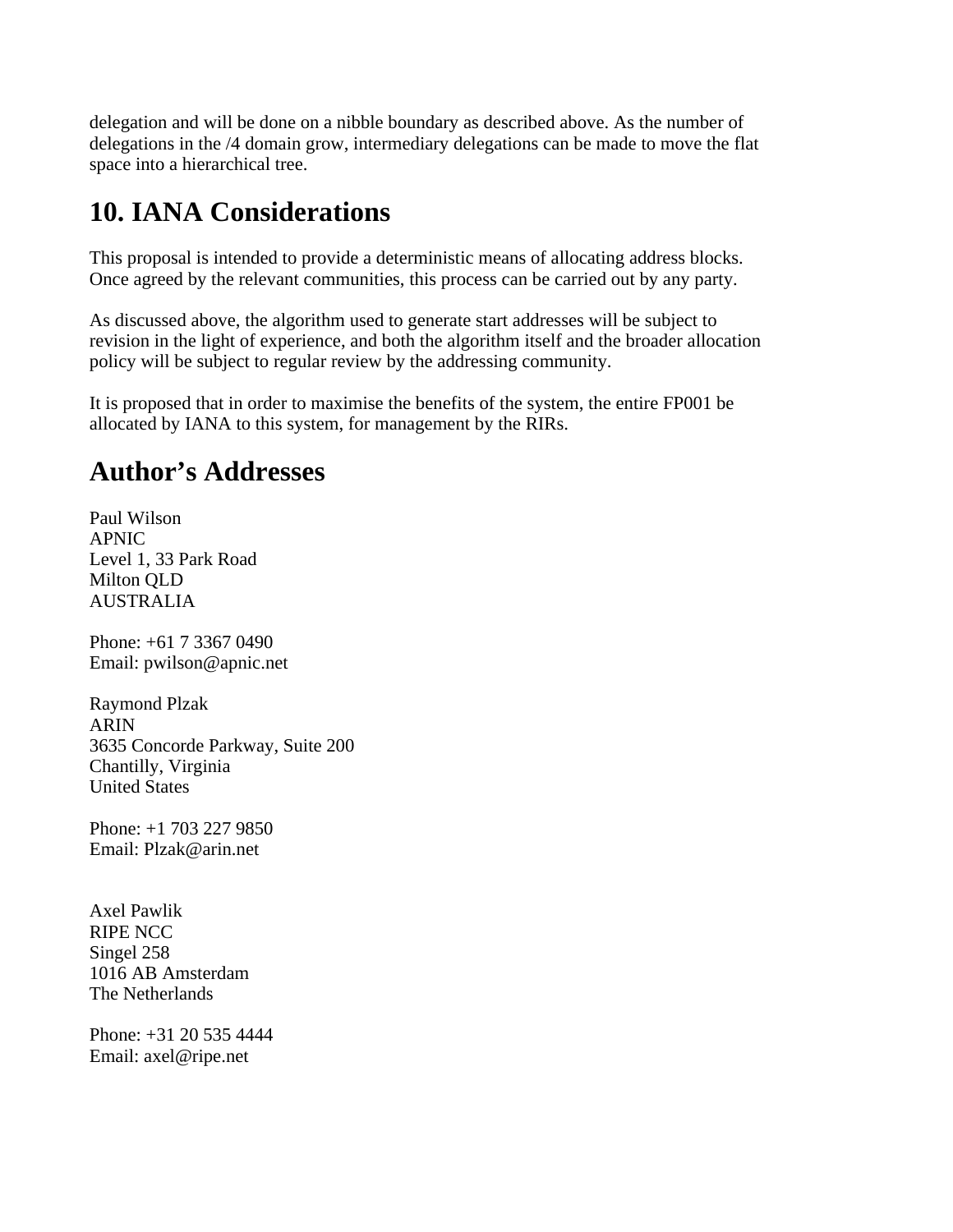delegation and will be done on a nibble boundary as described above. As the number of delegations in the /4 domain grow, intermediary delegations can be made to move the flat space into a hierarchical tree.

# 10. IANA Considerations

This proposal is intended to provide a deterministic means of allocating address blocks. Once agreed by the relevant communities, this process can be carried out by any party.

As discussed above, the algorithm used to generate start addresses will be subject to revision in the light of experience, and both the algorithm itself and the broader allocation policy will be subject to regular review by the addressing community.

It is proposed that in order to maximise the benefits of the system, the entire FP001 be allocated by IANA to this system, for management by the RIRs.

# Author's Addresses

Paul Wilson
APNIC
Level 1, 33 Park Road
Milton QLD
AUSTRALIA

Phone: +61 7 3367 0490
Email: pwilson@apnic.net

Raymond Plzak
ARIN
3635 Concorde Parkway, Suite 200
Chantilly, Virginia
United States

Phone: +1 703 227 9850
Email: Plzak@arin.net

Axel Pawlik
RIPE NCC
Singel 258
1016 AB Amsterdam
The Netherlands

Phone: +31 20 535 4444
Email: axel@ripe.net